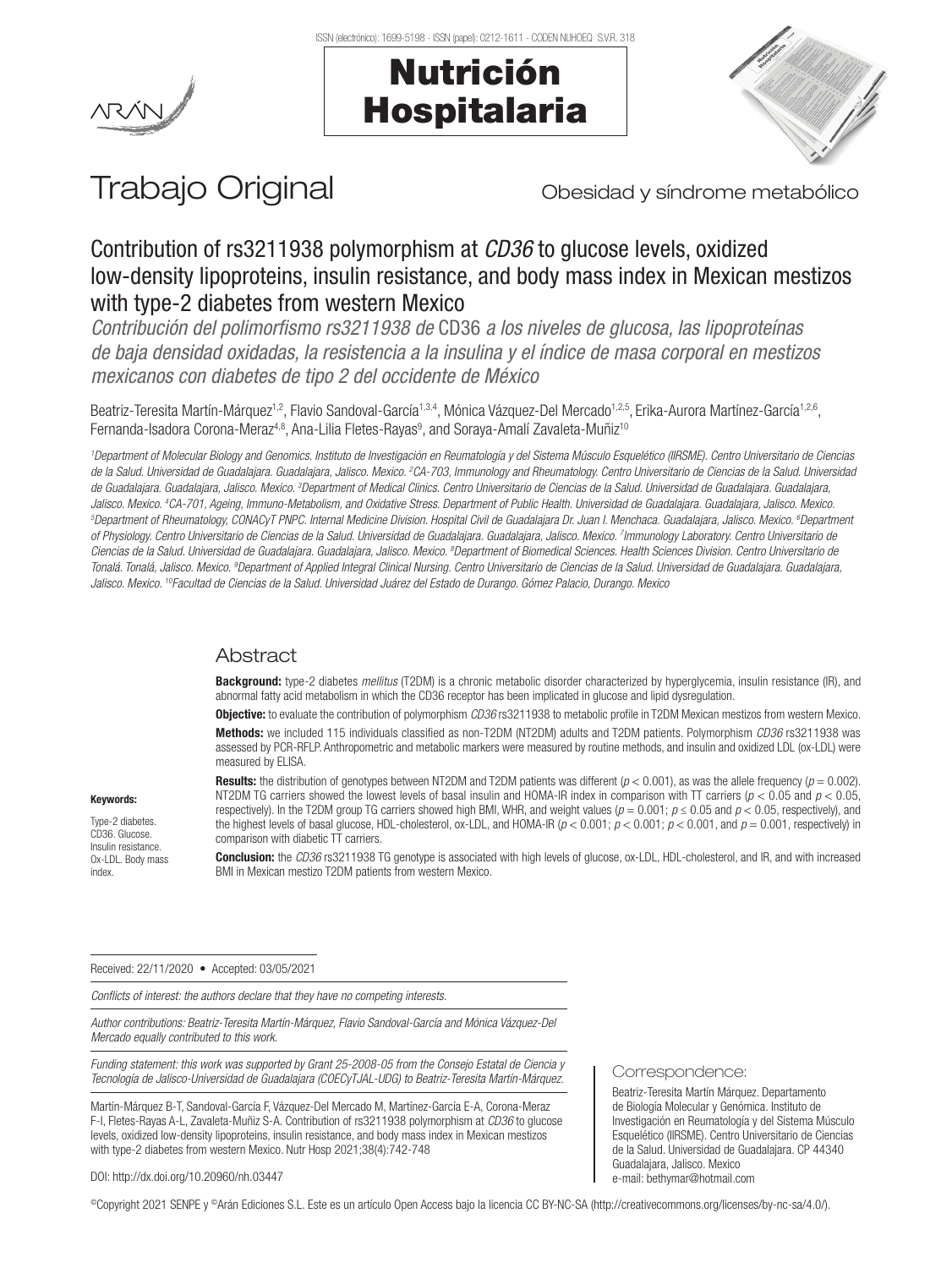# Trabajo Original

Obesidad y síndrome metabólico

## Contribution of rs3211938 polymorphism at *CD36* to glucose levels, oxidized low-density lipoproteins, insulin resistance, and body mass index in Mexican mestizos with type-2 diabetes from western Mexico

*Contribución del polimorfismo rs3211938 de* CD36 *a los niveles de glucosa, las lipoproteínas de baja densidad oxidadas, la resistencia a la insulina y el índice de masa corporal en mestizos mexicanos con diabetes de tipo 2 del occidente de México*

Beatriz-Teresita Martín-Márquez[1,2], Flavio Sandoval-García[1,3,4], Mónica Vázquez-Del Mercado[1,2,5], Erika-Aurora Martínez-García[1,2,6], Fernanda-Isadora Corona-Meraz[4,8], Ana-Lilia Fletes-Rayas[9], and Soraya-Amalí Zavaleta-Muñiz[10]

*[1]Department of Molecular Biology and Genomics. Instituto de Investigación en Reumatología y del Sistema Músculo Esquelético (IIRSME). Centro Universitario de Ciencias de la Salud. Universidad de Guadalajara. Guadalajara, Jalisco. Mexico. [2]CA-703, Immunology and Rheumatology. Centro Universitario de Ciencias de la Salud. Universidad de Guadalajara. Guadalajara, Jalisco. Mexico. [3]Department of Medical Clinics. Centro Universitario de Ciencias de la Salud. Universidad de Guadalajara. Guadalajara, Jalisco. Mexico. [4]CA-701, Ageing, Immuno-Metabolism, and Oxidative Stress. Department of Public Health. Universidad de Guadalajara. Guadalajara, Jalisco. Mexico. [5]Department of Rheumatology, CONACyT PNPC. Internal Medicine Division. Hospital Civil de Guadalajara Dr. Juan I. Menchaca. Guadalajara, Jalisco. Mexico. [6]Department of Physiology. Centro Universitario de Ciencias de la Salud. Universidad de Guadalajara. Guadalajara, Jalisco. Mexico. [7]Immunology Laboratory. Centro Universitario de Ciencias de la Salud. Universidad de Guadalajara. Guadalajara, Jalisco. Mexico. [8]Department of Biomedical Sciences. Health Sciences Division. Centro Universitario de Tonalá. Tonalá, Jalisco. Mexico. [9]Department of Applied Integral Clinical Nursing. Centro Universitario de Ciencias de la Salud. Universidad de Guadalajara. Guadalajara, Jalisco. Mexico. [10]Facultad de Ciencias de la Salud. Universidad Juárez del Estado de Durango. Gómez Palacio, Durango. Mexico*

### Abstract

**Background:** type-2 diabetes *mellitus* (T2DM) is a chronic metabolic disorder characterized by hyperglycemia, insulin resistance (IR), and abnormal fatty acid metabolism in which the CD36 receptor has been implicated in glucose and lipid dysregulation.

**Objective:** to evaluate the contribution of polymorphism *CD36* rs3211938 to metabolic profile in T2DM Mexican mestizos from western Mexico.

**Methods:** we included 115 individuals classified as non-T2DM (NT2DM) adults and T2DM patients. Polymorphism *CD36* rs3211938 was assessed by PCR-RFLP. Anthropometric and metabolic markers were measured by routine methods, and insulin and oxidized LDL (ox-LDL) were measured by ELISA.

**Results:** the distribution of genotypes between NT2DM and T2DM patients was different ($p < 0.001$), as was the allele frequency ($p = 0.002$). NT2DM TG carriers showed the lowest levels of basal insulin and HOMA-IR index in comparison with TT carriers ($p < 0.05$ and $p < 0.05$, respectively). In the T2DM group TG carriers showed high BMI, WHR, and weight values ($p = 0.001$; $p \leq 0.05$ and $p < 0.05$, respectively), and the highest levels of basal glucose, HDL-cholesterol, ox-LDL, and HOMA-IR ($p < 0.001$; $p < 0.001$; $p < 0.001$, and $p = 0.001$, respectively) in comparison with diabetic TT carriers.

**Conclusion:** the *CD36* rs3211938 TG genotype is associated with high levels of glucose, ox-LDL, HDL-cholesterol, and IR, and with increased BMI in Mexican mestizo T2DM patients from western Mexico.

**Keywords:** Type-2 diabetes. CD36. Glucose. Insulin resistance. Ox-LDL. Body mass index.

Received: 22/11/2020 • Accepted: 03/05/2021

*Conflicts of interest: the authors declare that they have no competing interests.*

*Author contributions: Beatriz-Teresita Martín-Márquez, Flavio Sandoval-García and Mónica Vázquez-Del Mercado equally contributed to this work.*

*Funding statement: this work was supported by Grant 25-2008-05 from the Consejo Estatal de Ciencia y Tecnología de Jalisco-Universidad de Guadalajara (COECyTJAL-UDG) to Beatriz-Teresita Martín-Márquez.*

Martín-Márquez B-T, Sandoval-García F, Vázquez-Del Mercado M, Martínez-García E-A, Corona-Meraz F-I, Fletes-Rayas A-L, Zavaleta-Muñiz S-A. Contribution of rs3211938 polymorphism at *CD36* to glucose levels, oxidized low-density lipoproteins, insulin resistance, and body mass index in Mexican mestizos with type-2 diabetes from western Mexico. Nutr Hosp 2021;38(4):742-748

DOI: http://dx.doi.org/10.20960/nh.03447

Correspondence:
Beatriz-Teresita Martín Márquez. Departamento de Biología Molecular y Genómica. Instituto de Investigación en Reumatología y del Sistema Músculo Esquelético (IIRSME). Centro Universitario de Ciencias de la Salud. Universidad de Guadalajara. CP 44340 Guadalajara, Jalisco. Mexico
e-mail: bethymar@hotmail.com

©Copyright 2021 SENPE y ©Arán Ediciones S.L. Este es un artículo Open Access bajo la licencia CC BY-NC-SA (http://creativecommons.org/licenses/by-nc-sa/4.0/).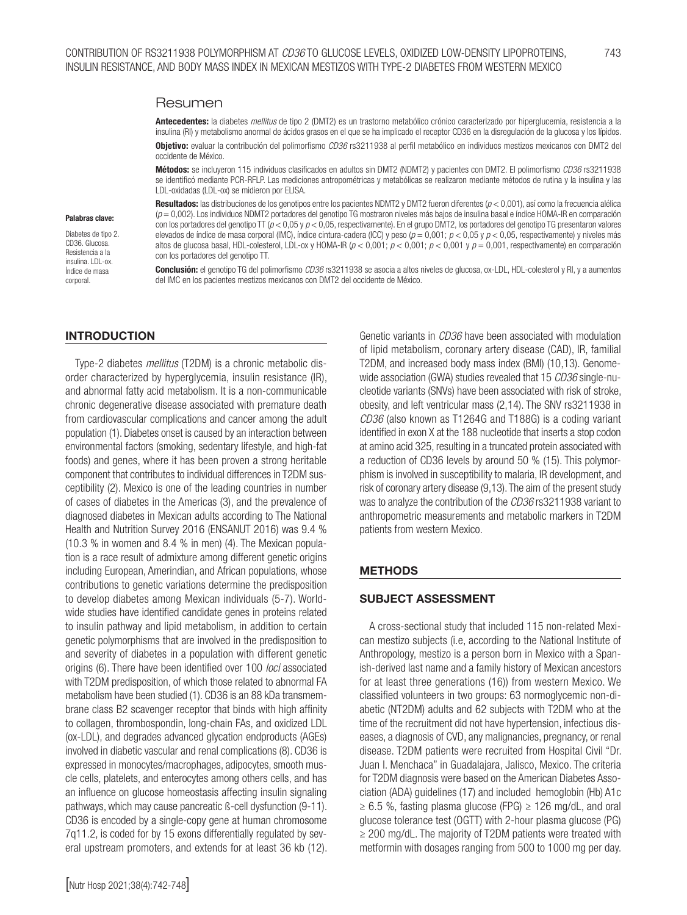## Resumen

**Antecedentes:** la diabetes *mellitus* de tipo 2 (DMT2) es un trastorno metabólico crónico caracterizado por hiperglucemia, resistencia a la insulina (RI) y metabolismo anormal de ácidos grasos en el que se ha implicado el receptor CD36 en la disregulación de la glucosa y los lípidos.

**Objetivo:** evaluar la contribución del polimorfismo *CD36* rs3211938 al perfil metabólico en individuos mestizos mexicanos con DMT2 del occidente de México.

**Métodos:** se incluyeron 115 individuos clasificados en adultos sin DMT2 (NDMT2) y pacientes con DMT2. El polimorfismo *CD36* rs3211938 se identificó mediante PCR-RFLP. Las mediciones antropométricas y metabólicas se realizaron mediante métodos de rutina y la insulina y las LDL-oxidadas (LDL-ox) se midieron por ELISA.

**Resultados:** las distribuciones de los genotipos entre los pacientes NDMT2 y DMT2 fueron diferentes ($p < 0{,}001$), así como la frecuencia alélica ($p = 0{,}002$). Los individuos NDMT2 portadores del genotipo TG mostraron niveles más bajos de insulina basal e índice HOMA-IR en comparación con los portadores del genotipo TT ($p < 0{,}05$ y $p < 0{,}05$, respectivamente). En el grupo DMT2, los portadores del genotipo TG presentaron valores elevados de índice de masa corporal (IMC), índice cintura-cadera (ICC) y peso ($p = 0{,}001$; $p < 0{,}05$ y $p < 0{,}05$, respectivamente) y niveles más altos de glucosa basal, HDL-colesterol, LDL-ox y HOMA-IR ($p < 0{,}001$; $p < 0{,}001$; $p < 0{,}001$ y $p = 0{,}001$, respectivamente) en comparación con los portadores del genotipo TT.

**Conclusión:** el genotipo TG del polimorfismo *CD36* rs3211938 se asocia a altos niveles de glucosa, ox-LDL, HDL-colesterol y RI, y a aumentos del IMC en los pacientes mestizos mexicanos con DMT2 del occidente de México.

**Palabras clave:**

Diabetes de tipo 2. CD36. Glucosa. Resistencia a la insulina. LDL-ox. Índice de masa corporal.

## INTRODUCTION

Type-2 diabetes *mellitus* (T2DM) is a chronic metabolic disorder characterized by hyperglycemia, insulin resistance (IR), and abnormal fatty acid metabolism. It is a non-communicable chronic degenerative disease associated with premature death from cardiovascular complications and cancer among the adult population (1). Diabetes onset is caused by an interaction between environmental factors (smoking, sedentary lifestyle, and high-fat foods) and genes, where it has been proven a strong heritable component that contributes to individual differences in T2DM susceptibility (2). Mexico is one of the leading countries in number of cases of diabetes in the Americas (3), and the prevalence of diagnosed diabetes in Mexican adults according to The National Health and Nutrition Survey 2016 (ENSANUT 2016) was 9.4 % (10.3 % in women and 8.4 % in men) (4). The Mexican population is a race result of admixture among different genetic origins including European, Amerindian, and African populations, whose contributions to genetic variations determine the predisposition to develop diabetes among Mexican individuals (5-7). Worldwide studies have identified candidate genes in proteins related to insulin pathway and lipid metabolism, in addition to certain genetic polymorphisms that are involved in the predisposition to and severity of diabetes in a population with different genetic origins (6). There have been identified over 100 *loci* associated with T2DM predisposition, of which those related to abnormal FA metabolism have been studied (1). CD36 is an 88 kDa transmembrane class B2 scavenger receptor that binds with high affinity to collagen, thrombospondin, long-chain FAs, and oxidized LDL (ox-LDL), and degrades advanced glycation endproducts (AGEs) involved in diabetic vascular and renal complications (8). CD36 is expressed in monocytes/macrophages, adipocytes, smooth muscle cells, platelets, and enterocytes among others cells, and has an influence on glucose homeostasis affecting insulin signaling pathways, which may cause pancreatic ß-cell dysfunction (9-11). CD36 is encoded by a single-copy gene at human chromosome 7q11.2, is coded for by 15 exons differentially regulated by several upstream promoters, and extends for at least 36 kb (12). Genetic variants in *CD36* have been associated with modulation of lipid metabolism, coronary artery disease (CAD), IR, familial T2DM, and increased body mass index (BMI) (10,13). Genome-wide association (GWA) studies revealed that 15 *CD36* single-nucleotide variants (SNVs) have been associated with risk of stroke, obesity, and left ventricular mass (2,14). The SNV rs3211938 in *CD36* (also known as T1264G and T188G) is a coding variant identified in exon X at the 188 nucleotide that inserts a stop codon at amino acid 325, resulting in a truncated protein associated with a reduction of CD36 levels by around 50 % (15). This polymorphism is involved in susceptibility to malaria, IR development, and risk of coronary artery disease (9,13). The aim of the present study was to analyze the contribution of the *CD36* rs3211938 variant to anthropometric measurements and metabolic markers in T2DM patients from western Mexico.

## METHODS

### SUBJECT ASSESSMENT

A cross-sectional study that included 115 non-related Mexican mestizo subjects (i.e, according to the National Institute of Anthropology, mestizo is a person born in Mexico with a Spanish-derived last name and a family history of Mexican ancestors for at least three generations (16)) from western Mexico. We classified volunteers in two groups: 63 normoglycemic non-diabetic (NT2DM) adults and 62 subjects with T2DM who at the time of the recruitment did not have hypertension, infectious diseases, a diagnosis of CVD, any malignancies, pregnancy, or renal disease. T2DM patients were recruited from Hospital Civil "Dr. Juan I. Menchaca" in Guadalajara, Jalisco, Mexico. The criteria for T2DM diagnosis were based on the American Diabetes Association (ADA) guidelines (17) and included hemoglobin (Hb) A1c $\geq$ 6.5 %, fasting plasma glucose (FPG) $\geq$ 126 mg/dL, and oral glucose tolerance test (OGTT) with 2-hour plasma glucose (PG) $\geq$ 200 mg/dL. The majority of T2DM patients were treated with metformin with dosages ranging from 500 to 1000 mg per day.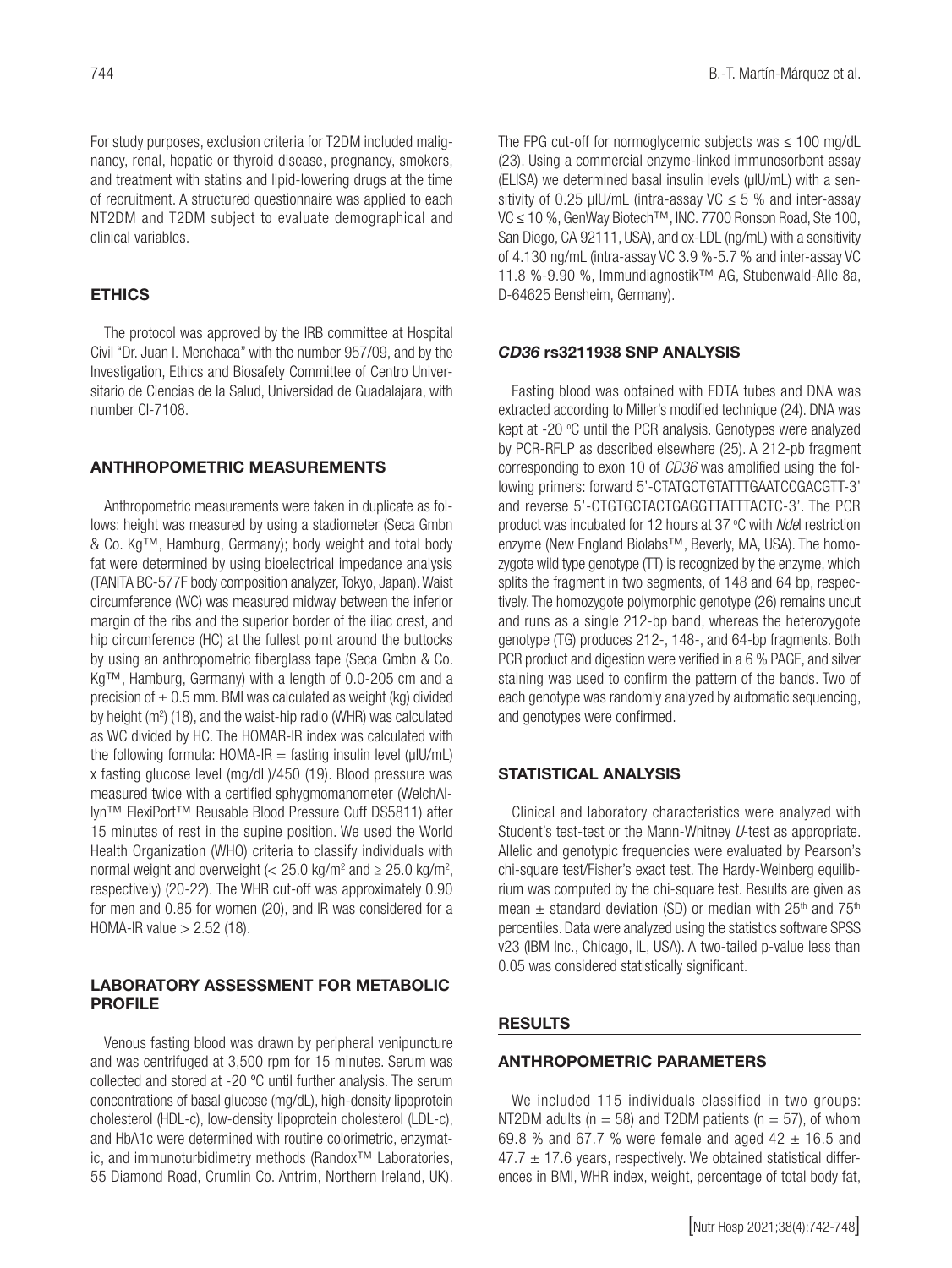For study purposes, exclusion criteria for T2DM included malignancy, renal, hepatic or thyroid disease, pregnancy, smokers, and treatment with statins and lipid-lowering drugs at the time of recruitment. A structured questionnaire was applied to each NT2DM and T2DM subject to evaluate demographical and clinical variables.

## ETHICS

The protocol was approved by the IRB committee at Hospital Civil "Dr. Juan I. Menchaca" with the number 957/09, and by the Investigation, Ethics and Biosafety Committee of Centro Universitario de Ciencias de la Salud, Universidad de Guadalajara, with number CI-7108.

## ANTHROPOMETRIC MEASUREMENTS

Anthropometric measurements were taken in duplicate as follows: height was measured by using a stadiometer (Seca Gmbn & Co. Kg™, Hamburg, Germany); body weight and total body fat were determined by using bioelectrical impedance analysis (TANITA BC-577F body composition analyzer, Tokyo, Japan). Waist circumference (WC) was measured midway between the inferior margin of the ribs and the superior border of the iliac crest, and hip circumference (HC) at the fullest point around the buttocks by using an anthropometric fiberglass tape (Seca Gmbn & Co. Kg™, Hamburg, Germany) with a length of 0.0-205 cm and a precision of ± 0.5 mm. BMI was calculated as weight (kg) divided by height ($m^2$) (18), and the waist-hip radio (WHR) was calculated as WC divided by HC. The HOMAR-IR index was calculated with the following formula: HOMA-IR = fasting insulin level (µIU/mL) x fasting glucose level (mg/dL)/450 (19). Blood pressure was measured twice with a certified sphygmomanometer (WelchAllyn™ FlexiPort™ Reusable Blood Pressure Cuff DS5811) after 15 minutes of rest in the supine position. We used the World Health Organization (WHO) criteria to classify individuals with normal weight and overweight (< 25.0 kg/$m^2$ and ≥ 25.0 kg/$m^2$, respectively) (20-22). The WHR cut-off was approximately 0.90 for men and 0.85 for women (20), and IR was considered for a HOMA-IR value > 2.52 (18).

## LABORATORY ASSESSMENT FOR METABOLIC PROFILE

Venous fasting blood was drawn by peripheral venipuncture and was centrifuged at 3,500 rpm for 15 minutes. Serum was collected and stored at -20 ºC until further analysis. The serum concentrations of basal glucose (mg/dL), high-density lipoprotein cholesterol (HDL-c), low-density lipoprotein cholesterol (LDL-c), and HbA1c were determined with routine colorimetric, enzymatic, and immunoturbidimetry methods (Randox™ Laboratories, 55 Diamond Road, Crumlin Co. Antrim, Northern Ireland, UK). The FPG cut-off for normoglycemic subjects was ≤ 100 mg/dL (23). Using a commercial enzyme-linked immunosorbent assay (ELISA) we determined basal insulin levels (µIU/mL) with a sensitivity of 0.25 µIU/mL (intra-assay VC ≤ 5 % and inter-assay VC ≤ 10 %, GenWay Biotech™, INC. 7700 Ronson Road, Ste 100, San Diego, CA 92111, USA), and ox-LDL (ng/mL) with a sensitivity of 4.130 ng/mL (intra-assay VC 3.9 %-5.7 % and inter-assay VC 11.8 %-9.90 %, Immundiagnostik™ AG, Stubenwald-Alle 8a, D-64625 Bensheim, Germany).

## *CD36* rs3211938 SNP ANALYSIS

Fasting blood was obtained with EDTA tubes and DNA was extracted according to Miller's modified technique (24). DNA was kept at -20 ºC until the PCR analysis. Genotypes were analyzed by PCR-RFLP as described elsewhere (25). A 212-pb fragment corresponding to exon 10 of *CD36* was amplified using the following primers: forward 5'-CTATGCTGTATTTGAATCCGACGTT-3' and reverse 5'-CTGTGCTACTGAGGTTATTTACTC-3'. The PCR product was incubated for 12 hours at 37 ºC with *Nde*I restriction enzyme (New England Biolabs™, Beverly, MA, USA). The homozygote wild type genotype (TT) is recognized by the enzyme, which splits the fragment in two segments, of 148 and 64 bp, respectively. The homozygote polymorphic genotype (26) remains uncut and runs as a single 212-bp band, whereas the heterozygote genotype (TG) produces 212-, 148-, and 64-bp fragments. Both PCR product and digestion were verified in a 6 % PAGE, and silver staining was used to confirm the pattern of the bands. Two of each genotype was randomly analyzed by automatic sequencing, and genotypes were confirmed.

## STATISTICAL ANALYSIS

Clinical and laboratory characteristics were analyzed with Student's test-test or the Mann-Whitney *U*-test as appropriate. Allelic and genotypic frequencies were evaluated by Pearson's chi-square test/Fisher's exact test. The Hardy-Weinberg equilibrium was computed by the chi-square test. Results are given as mean ± standard deviation (SD) or median with 25th and 75th percentiles. Data were analyzed using the statistics software SPSS v23 (IBM Inc., Chicago, IL, USA). A two-tailed p-value less than 0.05 was considered statistically significant.

# RESULTS

## ANTHROPOMETRIC PARAMETERS

We included 115 individuals classified in two groups: NT2DM adults ($n = 58$) and T2DM patients ($n = 57$), of whom 69.8 % and 67.7 % were female and aged 42 ± 16.5 and 47.7 ± 17.6 years, respectively. We obtained statistical differences in BMI, WHR index, weight, percentage of total body fat,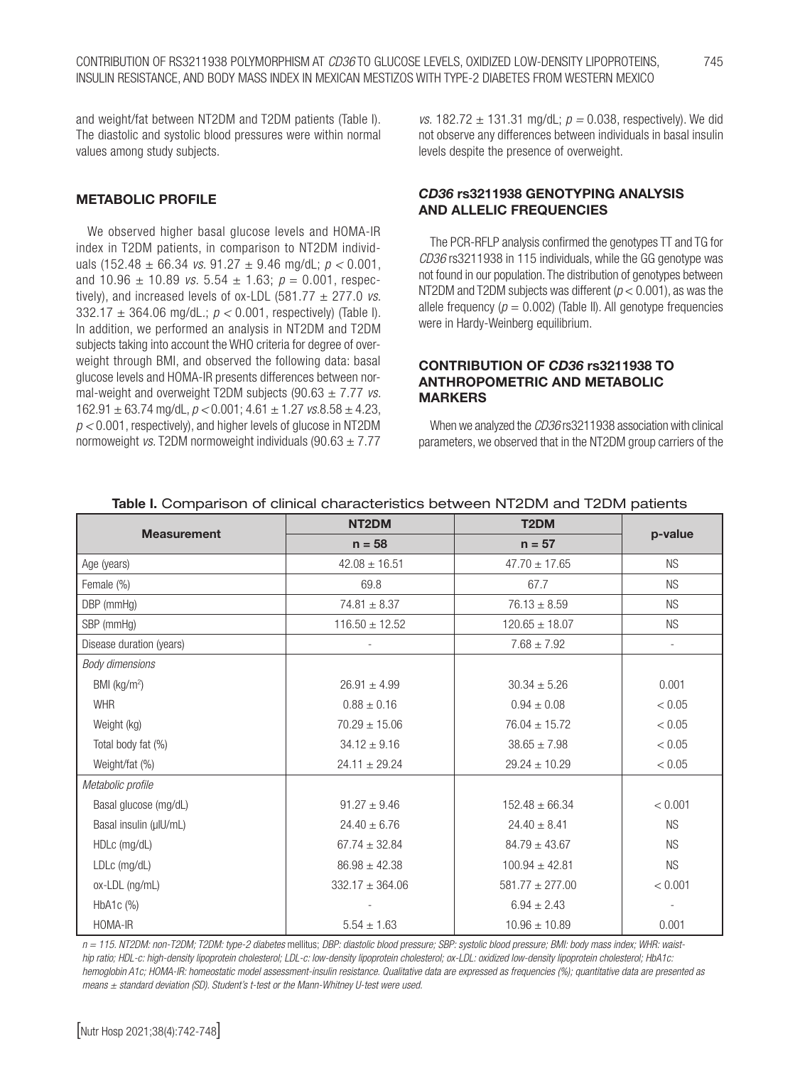and weight/fat between NT2DM and T2DM patients (Table I). The diastolic and systolic blood pressures were within normal values among study subjects.

### METABOLIC PROFILE

We observed higher basal glucose levels and HOMA-IR index in T2DM patients, in comparison to NT2DM individuals (152.48 ± 66.34 *vs.* 91.27 ± 9.46 mg/dL; $p < 0.001$, and 10.96 ± 10.89 *vs.* 5.54 ± 1.63; $p = 0.001$, respectively), and increased levels of ox-LDL (581.77 ± 277.0 *vs.* 332.17 ± 364.06 mg/dL.; $p < 0.001$, respectively) (Table I). In addition, we performed an analysis in NT2DM and T2DM subjects taking into account the WHO criteria for degree of overweight through BMI, and observed the following data: basal glucose levels and HOMA-IR presents differences between normal-weight and overweight T2DM subjects (90.63 ± 7.77 *vs.* 162.91 ± 63.74 mg/dL, $p < 0.001$; 4.61 ± 1.27 *vs.* 8.58 ± 4.23, $p < 0.001$, respectively), and higher levels of glucose in NT2DM normoweight *vs.* T2DM normoweight individuals (90.63 ± 7.77 *vs.* 182.72 ± 131.31 mg/dL; $p = 0.038$, respectively). We did not observe any differences between individuals in basal insulin levels despite the presence of overweight.

### *CD36* rs3211938 GENOTYPING ANALYSIS AND ALLELIC FREQUENCIES

The PCR-RFLP analysis confirmed the genotypes TT and TG for *CD36* rs3211938 in 115 individuals, while the GG genotype was not found in our population. The distribution of genotypes between NT2DM and T2DM subjects was different ($p < 0.001$), as was the allele frequency ($p = 0.002$) (Table II). All genotype frequencies were in Hardy-Weinberg equilibrium.

### CONTRIBUTION OF *CD36* rs3211938 TO ANTHROPOMETRIC AND METABOLIC MARKERS

When we analyzed the *CD36* rs3211938 association with clinical parameters, we observed that in the NT2DM group carriers of the

**Table I.** Comparison of clinical characteristics between NT2DM and T2DM patients

| Measurement | NT2DM | T2DM | p-value |
|---|---|---|---|
| | n = 58 | n = 57 | |
| Age (years) | 42.08 ± 16.51 | 47.70 ± 17.65 | NS |
| Female (%) | 69.8 | 67.7 | NS |
| DBP (mmHg) | 74.81 ± 8.37 | 76.13 ± 8.59 | NS |
| SBP (mmHg) | 116.50 ± 12.52 | 120.65 ± 18.07 | NS |
| Disease duration (years) | - | 7.68 ± 7.92 | - |
| *Body dimensions* | | | |
| BMI (kg/m$^2$) | 26.91 ± 4.99 | 30.34 ± 5.26 | 0.001 |
| WHR | 0.88 ± 0.16 | 0.94 ± 0.08 | < 0.05 |
| Weight (kg) | 70.29 ± 15.06 | 76.04 ± 15.72 | < 0.05 |
| Total body fat (%) | 34.12 ± 9.16 | 38.65 ± 7.98 | < 0.05 |
| Weight/fat (%) | 24.11 ± 29.24 | 29.24 ± 10.29 | < 0.05 |
| *Metabolic profile* | | | |
| Basal glucose (mg/dL) | 91.27 ± 9.46 | 152.48 ± 66.34 | < 0.001 |
| Basal insulin (µlU/mL) | 24.40 ± 6.76 | 24.40 ± 8.41 | NS |
| HDLc (mg/dL) | 67.74 ± 32.84 | 84.79 ± 43.67 | NS |
| LDLc (mg/dL) | 86.98 ± 42.38 | 100.94 ± 42.81 | NS |
| ox-LDL (ng/mL) | 332.17 ± 364.06 | 581.77 ± 277.00 | < 0.001 |
| HbA1c (%) | - | 6.94 ± 2.43 | - |
| HOMA-IR | 5.54 ± 1.63 | 10.96 ± 10.89 | 0.001 |

*n = 115. NT2DM: non-T2DM; T2DM: type-2 diabetes* mellitus; *DBP: diastolic blood pressure; SBP: systolic blood pressure; BMI: body mass index; WHR: waist-hip ratio; HDL-c: high-density lipoprotein cholesterol; LDL-c: low-density lipoprotein cholesterol; ox-LDL: oxidized low-density lipoprotein cholesterol; HbA1c: hemoglobin A1c; HOMA-IR: homeostatic model assessment-insulin resistance. Qualitative data are expressed as frequencies (%); quantitative data are presented as means ± standard deviation (SD). Student's t-test or the Mann-Whitney U-test were used.*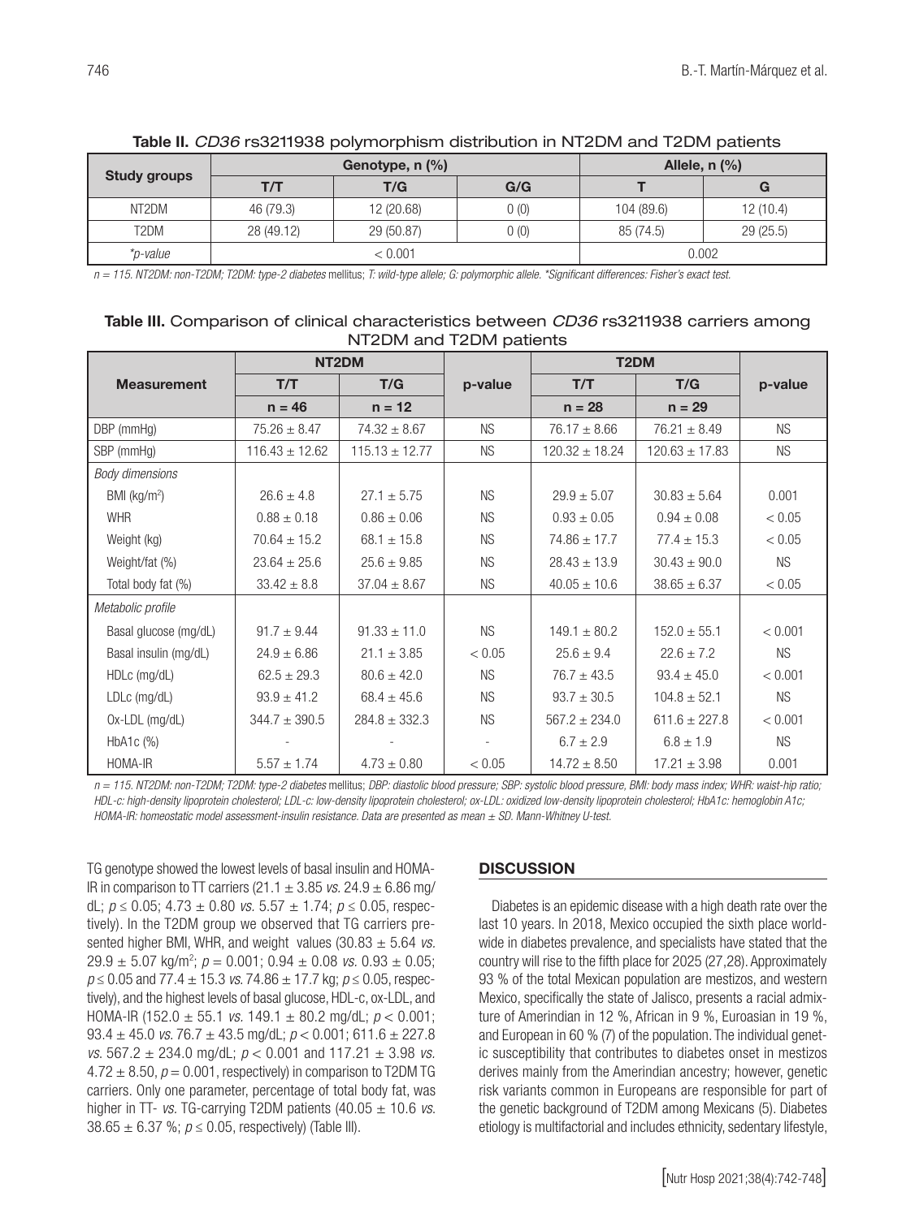**Table II.** *CD36* rs3211938 polymorphism distribution in NT2DM and T2DM patients

| Study groups | Genotype, n (%) | | | Allele, n (%) | |
|---|---|---|---|---|---|
| | T/T | T/G | G/G | T | G |
| NT2DM | 46 (79.3) | 12 (20.68) | 0 (0) | 104 (89.6) | 12 (10.4) |
| T2DM | 28 (49.12) | 29 (50.87) | 0 (0) | 85 (74.5) | 29 (25.5) |
| *\*p-value* | < 0.001 | | | 0.002 | |

*n = 115. NT2DM: non-T2DM; T2DM: type-2 diabetes* mellitus; *T: wild-type allele; G: polymorphic allele. \*Significant differences: Fisher's exact test.*

**Table III.** Comparison of clinical characteristics between *CD36* rs3211938 carriers among NT2DM and T2DM patients

| Measurement | NT2DM | | p-value | T2DM | | p-value |
|---|---|---|---|---|---|---|
| | T/T | T/G | | T/T | T/G | |
| | n = 46 | n = 12 | | n = 28 | n = 29 | |
| DBP (mmHg) | 75.26 ± 8.47 | 74.32 ± 8.67 | NS | 76.17 ± 8.66 | 76.21 ± 8.49 | NS |
| SBP (mmHg) | 116.43 ± 12.62 | 115.13 ± 12.77 | NS | 120.32 ± 18.24 | 120.63 ± 17.83 | NS |
| *Body dimensions* | | | | | | |
| BMI (kg/m$^2$) | 26.6 ± 4.8 | 27.1 ± 5.75 | NS | 29.9 ± 5.07 | 30.83 ± 5.64 | 0.001 |
| WHR | 0.88 ± 0.18 | 0.86 ± 0.06 | NS | 0.93 ± 0.05 | 0.94 ± 0.08 | < 0.05 |
| Weight (kg) | 70.64 ± 15.2 | 68.1 ± 15.8 | NS | 74.86 ± 17.7 | 77.4 ± 15.3 | < 0.05 |
| Weight/fat (%) | 23.64 ± 25.6 | 25.6 ± 9.85 | NS | 28.43 ± 13.9 | 30.43 ± 90.0 | NS |
| Total body fat (%) | 33.42 ± 8.8 | 37.04 ± 8.67 | NS | 40.05 ± 10.6 | 38.65 ± 6.37 | < 0.05 |
| *Metabolic profile* | | | | | | |
| Basal glucose (mg/dL) | 91.7 ± 9.44 | 91.33 ± 11.0 | NS | 149.1 ± 80.2 | 152.0 ± 55.1 | < 0.001 |
| Basal insulin (mg/dL) | 24.9 ± 6.86 | 21.1 ± 3.85 | < 0.05 | 25.6 ± 9.4 | 22.6 ± 7.2 | NS |
| HDLc (mg/dL) | 62.5 ± 29.3 | 80.6 ± 42.0 | NS | 76.7 ± 43.5 | 93.4 ± 45.0 | < 0.001 |
| LDLc (mg/dL) | 93.9 ± 41.2 | 68.4 ± 45.6 | NS | 93.7 ± 30.5 | 104.8 ± 52.1 | NS |
| Ox-LDL (mg/dL) | 344.7 ± 390.5 | 284.8 ± 332.3 | NS | 567.2 ± 234.0 | 611.6 ± 227.8 | < 0.001 |
| HbA1c (%) | - | - | - | 6.7 ± 2.9 | 6.8 ± 1.9 | NS |
| HOMA-IR | 5.57 ± 1.74 | 4.73 ± 0.80 | < 0.05 | 14.72 ± 8.50 | 17.21 ± 3.98 | 0.001 |

*n = 115. NT2DM: non-T2DM; T2DM: type-2 diabetes* mellitus; *DBP: diastolic blood pressure; SBP: systolic blood pressure, BMI: body mass index; WHR: waist-hip ratio; HDL-c: high-density lipoprotein cholesterol; LDL-c: low-density lipoprotein cholesterol; ox-LDL: oxidized low-density lipoprotein cholesterol; HbA1c: hemoglobin A1c; HOMA-IR: homeostatic model assessment-insulin resistance. Data are presented as mean ± SD. Mann-Whitney U-test.*

TG genotype showed the lowest levels of basal insulin and HOMA-IR in comparison to TT carriers (21.1 ± 3.85 *vs.* 24.9 ± 6.86 mg/dL; $p \leq 0.05$; 4.73 ± 0.80 *vs.* 5.57 ± 1.74; $p \leq 0.05$, respectively). In the T2DM group we observed that TG carriers presented higher BMI, WHR, and weight values (30.83 ± 5.64 *vs.* 29.9 ± 5.07 kg/m$^2$; $p = 0.001$; 0.94 ± 0.08 *vs.* 0.93 ± 0.05; $p \leq 0.05$ and 77.4 ± 15.3 *vs.* 74.86 ± 17.7 kg; $p \leq 0.05$, respectively), and the highest levels of basal glucose, HDL-c, ox-LDL, and HOMA-IR (152.0 ± 55.1 *vs.* 149.1 ± 80.2 mg/dL; $p < 0.001$; 93.4 ± 45.0 *vs.* 76.7 ± 43.5 mg/dL; $p < 0.001$; 611.6 ± 227.8 *vs.* 567.2 ± 234.0 mg/dL; $p < 0.001$ and 117.21 ± 3.98 *vs.* 4.72 ± 8.50, $p = 0.001$, respectively) in comparison to T2DM TG carriers. Only one parameter, percentage of total body fat, was higher in TT- *vs.* TG-carrying T2DM patients (40.05 ± 10.6 *vs.* 38.65 ± 6.37 %; $p \leq 0.05$, respectively) (Table III).

## DISCUSSION

Diabetes is an epidemic disease with a high death rate over the last 10 years. In 2018, Mexico occupied the sixth place worldwide in diabetes prevalence, and specialists have stated that the country will rise to the fifth place for 2025 (27,28). Approximately 93 % of the total Mexican population are mestizos, and western Mexico, specifically the state of Jalisco, presents a racial admixture of Amerindian in 12 %, African in 9 %, Euroasian in 19 %, and European in 60 % (7) of the population. The individual genetic susceptibility that contributes to diabetes onset in mestizos derives mainly from the Amerindian ancestry; however, genetic risk variants common in Europeans are responsible for part of the genetic background of T2DM among Mexicans (5). Diabetes etiology is multifactorial and includes ethnicity, sedentary lifestyle,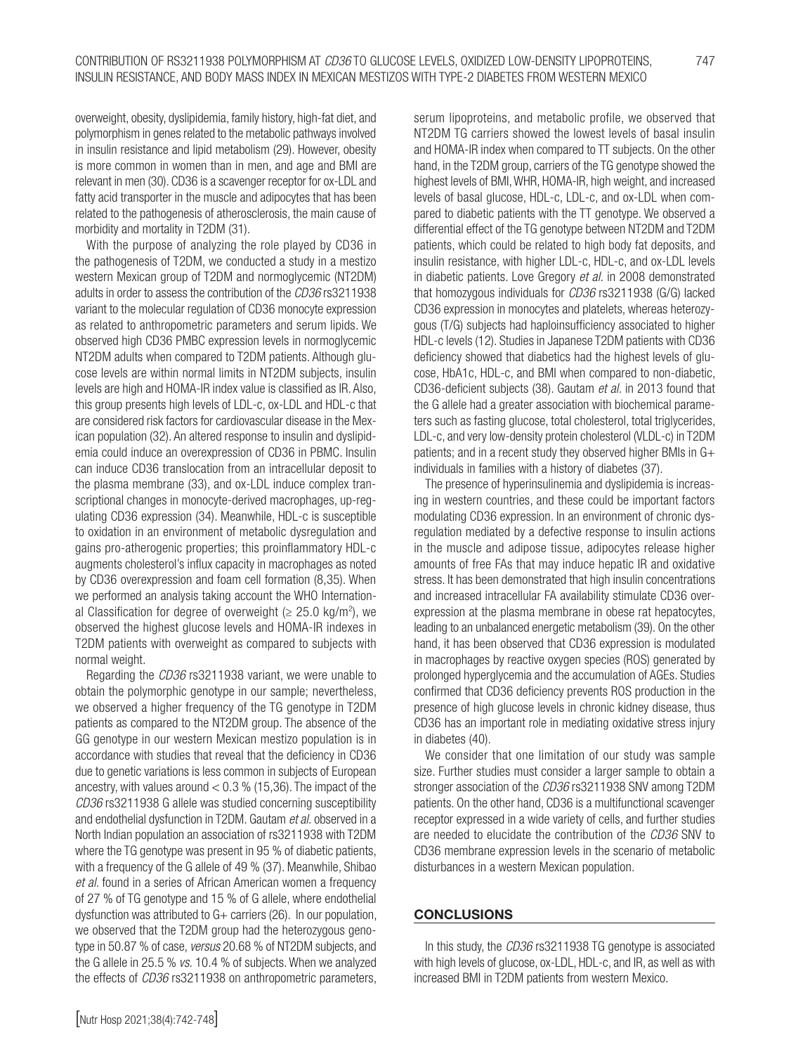overweight, obesity, dyslipidemia, family history, high-fat diet, and polymorphism in genes related to the metabolic pathways involved in insulin resistance and lipid metabolism (29). However, obesity is more common in women than in men, and age and BMI are relevant in men (30). CD36 is a scavenger receptor for ox-LDL and fatty acid transporter in the muscle and adipocytes that has been related to the pathogenesis of atherosclerosis, the main cause of morbidity and mortality in T2DM (31).

With the purpose of analyzing the role played by CD36 in the pathogenesis of T2DM, we conducted a study in a mestizo western Mexican group of T2DM and normoglycemic (NT2DM) adults in order to assess the contribution of the *CD36* rs3211938 variant to the molecular regulation of CD36 monocyte expression as related to anthropometric parameters and serum lipids. We observed high CD36 PMBC expression levels in normoglycemic NT2DM adults when compared to T2DM patients. Although glucose levels are within normal limits in NT2DM subjects, insulin levels are high and HOMA-IR index value is classified as IR. Also, this group presents high levels of LDL-c, ox-LDL and HDL-c that are considered risk factors for cardiovascular disease in the Mexican population (32). An altered response to insulin and dyslipidemia could induce an overexpression of CD36 in PBMC. Insulin can induce CD36 translocation from an intracellular deposit to the plasma membrane (33), and ox-LDL induce complex transcriptional changes in monocyte-derived macrophages, up-regulating CD36 expression (34). Meanwhile, HDL-c is susceptible to oxidation in an environment of metabolic dysregulation and gains pro-atherogenic properties; this proinflammatory HDL-c augments cholesterol's influx capacity in macrophages as noted by CD36 overexpression and foam cell formation (8,35). When we performed an analysis taking account the WHO International Classification for degree of overweight (≥ 25.0 kg/m$^2$), we observed the highest glucose levels and HOMA-IR indexes in T2DM patients with overweight as compared to subjects with normal weight.

Regarding the *CD36* rs3211938 variant, we were unable to obtain the polymorphic genotype in our sample; nevertheless, we observed a higher frequency of the TG genotype in T2DM patients as compared to the NT2DM group. The absence of the GG genotype in our western Mexican mestizo population is in accordance with studies that reveal that the deficiency in CD36 due to genetic variations is less common in subjects of European ancestry, with values around < 0.3 % (15,36). The impact of the *CD36* rs3211938 G allele was studied concerning susceptibility and endothelial dysfunction in T2DM. Gautam *et al.* observed in a North Indian population an association of rs3211938 with T2DM where the TG genotype was present in 95 % of diabetic patients, with a frequency of the G allele of 49 % (37). Meanwhile, Shibao *et al.* found in a series of African American women a frequency of 27 % of TG genotype and 15 % of G allele, where endothelial dysfunction was attributed to G+ carriers (26). In our population, we observed that the T2DM group had the heterozygous genotype in 50.87 % of case, *versus* 20.68 % of NT2DM subjects, and the G allele in 25.5 % *vs.* 10.4 % of subjects. When we analyzed the effects of *CD36* rs3211938 on anthropometric parameters, serum lipoproteins, and metabolic profile, we observed that NT2DM TG carriers showed the lowest levels of basal insulin and HOMA-IR index when compared to TT subjects. On the other hand, in the T2DM group, carriers of the TG genotype showed the highest levels of BMI, WHR, HOMA-IR, high weight, and increased levels of basal glucose, HDL-c, LDL-c, and ox-LDL when compared to diabetic patients with the TT genotype. We observed a differential effect of the TG genotype between NT2DM and T2DM patients, which could be related to high body fat deposits, and insulin resistance, with higher LDL-c, HDL-c, and ox-LDL levels in diabetic patients. Love Gregory *et al.* in 2008 demonstrated that homozygous individuals for *CD36* rs3211938 (G/G) lacked CD36 expression in monocytes and platelets, whereas heterozygous (T/G) subjects had haploinsufficiency associated to higher HDL-c levels (12). Studies in Japanese T2DM patients with CD36 deficiency showed that diabetics had the highest levels of glucose, HbA1c, HDL-c, and BMI when compared to non-diabetic, CD36-deficient subjects (38). Gautam *et al.* in 2013 found that the G allele had a greater association with biochemical parameters such as fasting glucose, total cholesterol, total triglycerides, LDL-c, and very low-density protein cholesterol (VLDL-c) in T2DM patients; and in a recent study they observed higher BMIs in G+ individuals in families with a history of diabetes (37).

The presence of hyperinsulinemia and dyslipidemia is increasing in western countries, and these could be important factors modulating CD36 expression. In an environment of chronic dysregulation mediated by a defective response to insulin actions in the muscle and adipose tissue, adipocytes release higher amounts of free FAs that may induce hepatic IR and oxidative stress. It has been demonstrated that high insulin concentrations and increased intracellular FA availability stimulate CD36 overexpression at the plasma membrane in obese rat hepatocytes, leading to an unbalanced energetic metabolism (39). On the other hand, it has been observed that CD36 expression is modulated in macrophages by reactive oxygen species (ROS) generated by prolonged hyperglycemia and the accumulation of AGEs. Studies confirmed that CD36 deficiency prevents ROS production in the presence of high glucose levels in chronic kidney disease, thus CD36 has an important role in mediating oxidative stress injury in diabetes (40).

We consider that one limitation of our study was sample size. Further studies must consider a larger sample to obtain a stronger association of the *CD36* rs3211938 SNV among T2DM patients. On the other hand, CD36 is a multifunctional scavenger receptor expressed in a wide variety of cells, and further studies are needed to elucidate the contribution of the *CD36* SNV to CD36 membrane expression levels in the scenario of metabolic disturbances in a western Mexican population.

## CONCLUSIONS

In this study, the *CD36* rs3211938 TG genotype is associated with high levels of glucose, ox-LDL, HDL-c, and IR, as well as with increased BMI in T2DM patients from western Mexico.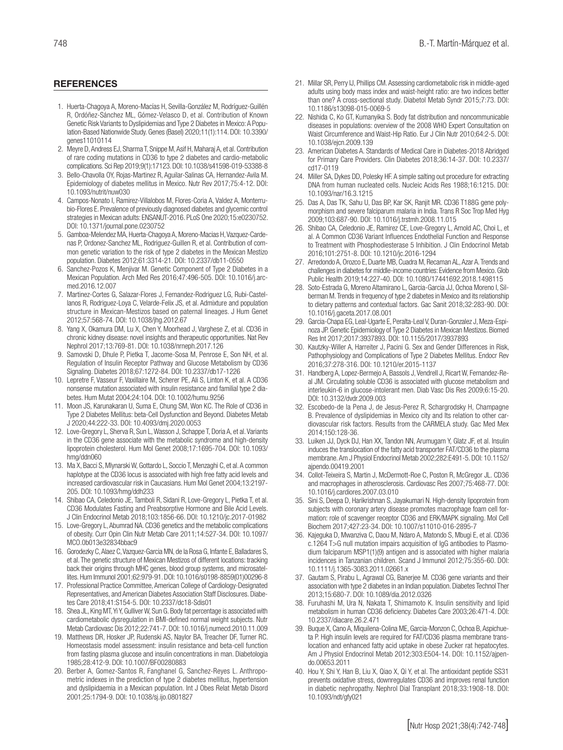## REFERENCES

1. Huerta-Chagoya A, Moreno-Macías H, Sevilla-González M, Rodríguez-Guillén R, Ordóñez-Sánchez ML, Gómez-Velasco D, et al. Contribution of Known Genetic Risk Variants to Dyslipidemias and Type 2 Diabetes in Mexico: A Population-Based Nationwide Study. Genes (Basel) 2020;11(1):114. DOI: 10.3390/genes11010114
2. Meyre D, Andress EJ, Sharma T, Snippe M, Asif H, Maharaj A, et al. Contribution of rare coding mutations in CD36 to type 2 diabetes and cardio-metabolic complications. Sci Rep 2019;9(1):17123. DOI: 10.1038/s41598-019-53388-8
3. Bello-Chavolla OY, Rojas-Martinez R, Aguilar-Salinas CA, Hernandez-Avila M. Epidemiology of diabetes mellitus in Mexico. Nutr Rev 2017;75:4-12. DOI: 10.1093/nutrit/nuw030
4. Campos-Nonato I, Ramirez-Villalobos M, Flores-Coria A, Valdez A, Monterrubio-Flores E. Prevalence of previously diagnosed diabetes and glycemic control strategies in Mexican adults: ENSANUT-2016. PLoS One 2020;15:e0230752. DOI: 10.1371/journal.pone.0230752
5. Gamboa-Melendez MA, Huerta-Chagoya A, Moreno-Macias H, Vazquez-Cardenas P, Ordonez-Sanchez ML, Rodriguez-Guillen R, et al. Contribution of common genetic variation to the risk of type 2 diabetes in the Mexican Mestizo population. Diabetes 2012;61:3314-21. DOI: 10.2337/db11-0550
6. Sanchez-Pozos K, Menjivar M. Genetic Component of Type 2 Diabetes in a Mexican Population. Arch Med Res 2016;47:496-505. DOI: 10.1016/j.arcmed.2016.12.007
7. Martinez-Cortes G, Salazar-Flores J, Fernandez-Rodriguez LG, Rubi-Castellanos R, Rodriguez-Loya C, Velarde-Felix JS, et al. Admixture and population structure in Mexican-Mestizos based on paternal lineages. J Hum Genet 2012;57:568-74. DOI: 10.1038/jhg.2012.67
8. Yang X, Okamura DM, Lu X, Chen Y, Moorhead J, Varghese Z, et al. CD36 in chronic kidney disease: novel insights and therapeutic opportunities. Nat Rev Nephrol 2017;13:769-81. DOI: 10.1038/nrneph.2017.126
9. Samovski D, Dhule P, Pietka T, Jacome-Sosa M, Penrose E, Son NH, et al. Regulation of Insulin Receptor Pathway and Glucose Metabolism by CD36 Signaling. Diabetes 2018;67:1272-84. DOI: 10.2337/db17-1226
10. Lepretre F, Vasseur F, Vaxillaire M, Scherer PE, Ali S, Linton K, et al. A CD36 nonsense mutation associated with insulin resistance and familial type 2 diabetes. Hum Mutat 2004;24:104. DOI: 10.1002/humu.9256
11. Moon JS, Karunakaran U, Suma E, Chung SM, Won KC. The Role of CD36 in Type 2 Diabetes Mellitus: beta-Cell Dysfunction and Beyond. Diabetes Metab J 2020;44:222-33. DOI: 10.4093/dmj.2020.0053
12. Love-Gregory L, Sherva R, Sun L, Wasson J, Schappe T, Doria A, et al. Variants in the CD36 gene associate with the metabolic syndrome and high-density lipoprotein cholesterol. Hum Mol Genet 2008;17:1695-704. DOI: 10.1093/hmg/ddn060
13. Ma X, Bacci S, Mlynarski W, Gottardo L, Soccio T, Menzaghi C, et al. A common haplotype at the CD36 locus is associated with high free fatty acid levels and increased cardiovascular risk in Caucasians. Hum Mol Genet 2004;13:2197-205. DOI: 10.1093/hmg/ddh233
14. Shibao CA, Celedonio JE, Tamboli R, Sidani R, Love-Gregory L, Pietka T, et al. CD36 Modulates Fasting and Preabsorptive Hormone and Bile Acid Levels. J Clin Endocrinol Metab 2018;103:1856-66. DOI: 10.1210/jc.2017-01982
15. Love-Gregory L, Abumrad NA. CD36 genetics and the metabolic complications of obesity. Curr Opin Clin Nutr Metab Care 2011;14:527-34. DOI: 10.1097/MCO.0b013e32834bbac9
16. Gorodezky C, Alaez C, Vazquez-Garcia MN, de la Rosa G, Infante E, Balladares S, et al. The genetic structure of Mexican Mestizos of different locations: tracking back their origins through MHC genes, blood group systems, and microsatellites. Hum Immunol 2001;62:979-91. DOI: 10.1016/s0198-8859(01)00296-8
17. Professional Practice Committee, American College of Cardiology-Designated Representatives, and American Diabetes Association Staff Disclosures. Diabetes Care 2018;41:S154-5. DOI: 10.2337/dc18-Sdis01
18. Shea JL, King MT, Yi Y, Gulliver W, Sun G. Body fat percentage is associated with cardiometabolic dysregulation in BMI-defined normal weight subjects. Nutr Metab Cardiovasc Dis 2012;22:741-7. DOI: 10.1016/j.numecd.2010.11.009
19. Matthews DR, Hosker JP, Rudenski AS, Naylor BA, Treacher DF, Turner RC. Homeostasis model assessment: insulin resistance and beta-cell function from fasting plasma glucose and insulin concentrations in man. Diabetologia 1985;28:412-9. DOI: 10.1007/BF00280883
20. Berber A, Gomez-Santos R, Fanghanel G, Sanchez-Reyes L. Anthropometric indexes in the prediction of type 2 diabetes mellitus, hypertension and dyslipidaemia in a Mexican population. Int J Obes Relat Metab Disord 2001;25:1794-9. DOI: 10.1038/sj.ijo.0801827
21. Millar SR, Perry IJ, Phillips CM. Assessing cardiometabolic risk in middle-aged adults using body mass index and waist-height ratio: are two indices better than one? A cross-sectional study. Diabetol Metab Syndr 2015;7:73. DOI: 10.1186/s13098-015-0069-5
22. Nishida C, Ko GT, Kumanyika S. Body fat distribution and noncommunicable diseases in populations: overview of the 2008 WHO Expert Consultation on Waist Circumference and Waist-Hip Ratio. Eur J Clin Nutr 2010;64:2-5. DOI: 10.1038/ejcn.2009.139
23. American Diabetes A. Standards of Medical Care in Diabetes-2018 Abridged for Primary Care Providers. Clin Diabetes 2018;36:14-37. DOI: 10.2337/cd17-0119
24. Miller SA, Dykes DD, Polesky HF. A simple salting out procedure for extracting DNA from human nucleated cells. Nucleic Acids Res 1988;16:1215. DOI: 10.1093/nar/16.3.1215
25. Das A, Das TK, Sahu U, Das BP, Kar SK, Ranjit MR. CD36 T188G gene polymorphism and severe falciparum malaria in India. Trans R Soc Trop Med Hyg 2009;103:687-90. DOI: 10.1016/j.trstmh.2008.11.015
26. Shibao CA, Celedonio JE, Ramirez CE, Love-Gregory L, Arnold AC, Choi L, et al. A Common CD36 Variant Influences Endothelial Function and Response to Treatment with Phosphodiesterase 5 Inhibition. J Clin Endocrinol Metab 2016;101:2751-8. DOI: 10.1210/jc.2016-1294
27. Arredondo A, Orozco E, Duarte MB, Cuadra M, Recaman AL, Azar A. Trends and challenges in diabetes for middle-income countries: Evidence from Mexico. Glob Public Health 2019;14:227-40. DOI: 10.1080/17441692.2018.1498115
28. Soto-Estrada G, Moreno Altamirano L, Garcia-Garcia JJ, Ochoa Moreno I, Silberman M. Trends in frequency of type 2 diabetes in Mexico and its relationship to dietary patterns and contextual factors. Gac Sanit 2018;32:283-90. DOI: 10.1016/j.gaceta.2017.08.001
29. Garcia-Chapa EG, Leal-Ugarte E, Peralta-Leal V, Duran-Gonzalez J, Meza-Espinoza JP. Genetic Epidemiology of Type 2 Diabetes in Mexican Mestizos. Biomed Res Int 2017;2017:3937893. DOI: 10.1155/2017/3937893
30. Kautzky-Willer A, Harreiter J, Pacini G. Sex and Gender Differences in Risk, Pathophysiology and Complications of Type 2 Diabetes Mellitus. Endocr Rev 2016;37:278-316. DOI: 10.1210/er.2015-1137
31. Handberg A, Lopez-Bermejo A, Bassols J, Vendrell J, Ricart W, Fernandez-Real JM. Circulating soluble CD36 is associated with glucose metabolism and interleukin-6 in glucose-intolerant men. Diab Vasc Dis Res 2009;6:15-20. DOI: 10.3132/dvdr.2009.003
32. Escobedo-de la Pena J, de Jesus-Perez R, Schargrodsky H, Champagne B. Prevalence of dyslipidemias in Mexico city and Its relation to other cardiovascular risk factors. Results from the CARMELA study. Gac Med Mex 2014;150:128-36.
33. Luiken JJ, Dyck DJ, Han XX, Tandon NN, Arumugam Y, Glatz JF, et al. Insulin induces the translocation of the fatty acid transporter FAT/CD36 to the plasma membrane. Am J Physiol Endocrinol Metab 2002;282:E491-5. DOI: 10.1152/ajpendo.00419.2001
34. Collot-Teixeira S, Martin J, McDermott-Roe C, Poston R, McGregor JL. CD36 and macrophages in atherosclerosis. Cardiovasc Res 2007;75:468-77. DOI: 10.1016/j.cardiores.2007.03.010
35. Sini S, Deepa D, Harikrishnan S, Jayakumari N. High-density lipoprotein from subjects with coronary artery disease promotes macrophage foam cell formation: role of scavenger receptor CD36 and ERK/MAPK signaling. Mol Cell Biochem 2017;427:23-34. DOI: 10.1007/s11010-016-2895-7
36. Kajeguka D, Mwanziva C, Daou M, Ndaro A, Matondo S, Mbugi E, et al. CD36 c.1264 T>G null mutation impairs acquisition of IgG antibodies to Plasmodium falciparum MSP1(1)(9) antigen and is associated with higher malaria incidences in Tanzanian children. Scand J Immunol 2012;75:355-60. DOI: 10.1111/j.1365-3083.2011.02661.x
37. Gautam S, Pirabu L, Agrawal CG, Banerjee M. CD36 gene variants and their association with type 2 diabetes in an Indian population. Diabetes Technol Ther 2013;15:680-7. DOI: 10.1089/dia.2012.0326
38. Furuhashi M, Ura N, Nakata T, Shimamoto K. Insulin sensitivity and lipid metabolism in human CD36 deficiency. Diabetes Care 2003;26:471-4. DOI: 10.2337/diacare.26.2.471
39. Buque X, Cano A, Miquilena-Colina ME, Garcia-Monzon C, Ochoa B, Aspichueta P. High insulin levels are required for FAT/CD36 plasma membrane translocation and enhanced fatty acid uptake in obese Zucker rat hepatocytes. Am J Physiol Endocrinol Metab 2012;303:E504-14. DOI: 10.1152/ajpendo.00653.2011
40. Hou Y, Shi Y, Han B, Liu X, Qiao X, Qi Y, et al. The antioxidant peptide SS31 prevents oxidative stress, downregulates CD36 and improves renal function in diabetic nephropathy. Nephrol Dial Transplant 2018;33:1908-18. DOI: 10.1093/ndt/gfy021